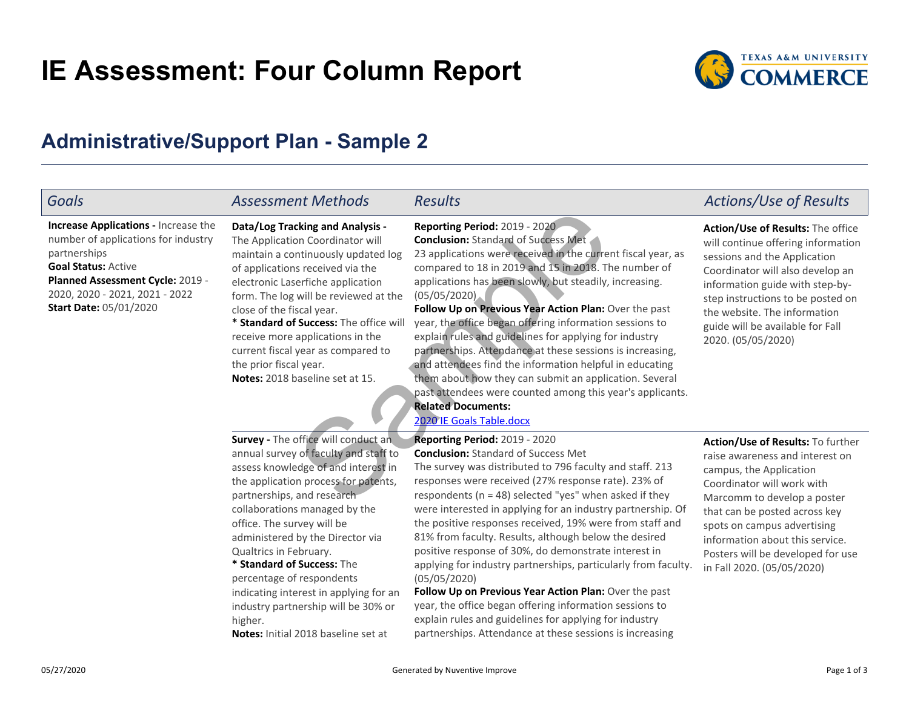# IE Assessment: Four Column Report

## Administrative/Support Plan - Sample 2

| Goals | Assessment Methods | Results | Actions/Use of Results |
|---|---|---|---|
| **Increase Applications -** Increase the number of applications for industry partnerships<br>**Goal Status:** Active<br>**Planned Assessment Cycle:** 2019 - 2020, 2020 - 2021, 2021 - 2022<br>**Start Date:** 05/01/2020 | **Data/Log Tracking and Analysis -** The Application Coordinator will maintain a continuously updated log of applications received via the electronic Laserfiche application form. The log will be reviewed at the close of the fiscal year.<br>**\* Standard of Success:** The office will receive more applications in the current fiscal year as compared to the prior fiscal year.<br>**Notes:** 2018 baseline set at 15. | **Reporting Period:** 2019 - 2020<br>**Conclusion:** Standard of Success Met<br>23 applications were received in the current fiscal year, as compared to 18 in 2019 and 15 in 2018. The number of applications has been slowly, but steadily, increasing. (05/05/2020)<br>**Follow Up on Previous Year Action Plan:** Over the past year, the office began offering information sessions to explain rules and guidelines for applying for industry partnerships. Attendance at these sessions is increasing, and attendees find the information helpful in educating them about how they can submit an application. Several past attendees were counted among this year's applicants.<br>**Related Documents:**<br>2020 IE Goals Table.docx | **Action/Use of Results:** The office will continue offering information sessions and the Application Coordinator will also develop an information guide with step-by-step instructions to be posted on the website. The information guide will be available for Fall 2020. (05/05/2020) |
| | **Survey -** The office will conduct an annual survey of faculty and staff to assess knowledge of and interest in the application process for patents, partnerships, and research collaborations managed by the office. The survey will be administered by the Director via Qualtrics in February.<br>**\* Standard of Success:** The percentage of respondents indicating interest in applying for an industry partnership will be 30% or higher.<br>**Notes:** Initial 2018 baseline set at | **Reporting Period:** 2019 - 2020<br>**Conclusion:** Standard of Success Met<br>The survey was distributed to 796 faculty and staff. 213 responses were received (27% response rate). 23% of respondents (n = 48) selected "yes" when asked if they were interested in applying for an industry partnership. Of the positive responses received, 19% were from staff and 81% from faculty. Results, although below the desired positive response of 30%, do demonstrate interest in applying for industry partnerships, particularly from faculty. (05/05/2020)<br>**Follow Up on Previous Year Action Plan:** Over the past year, the office began offering information sessions to explain rules and guidelines for applying for industry partnerships. Attendance at these sessions is increasing | **Action/Use of Results:** To further raise awareness and interest on campus, the Application Coordinator will work with Marcomm to develop a poster that can be posted across key spots on campus advertising information about this service. Posters will be developed for use in Fall 2020. (05/05/2020) |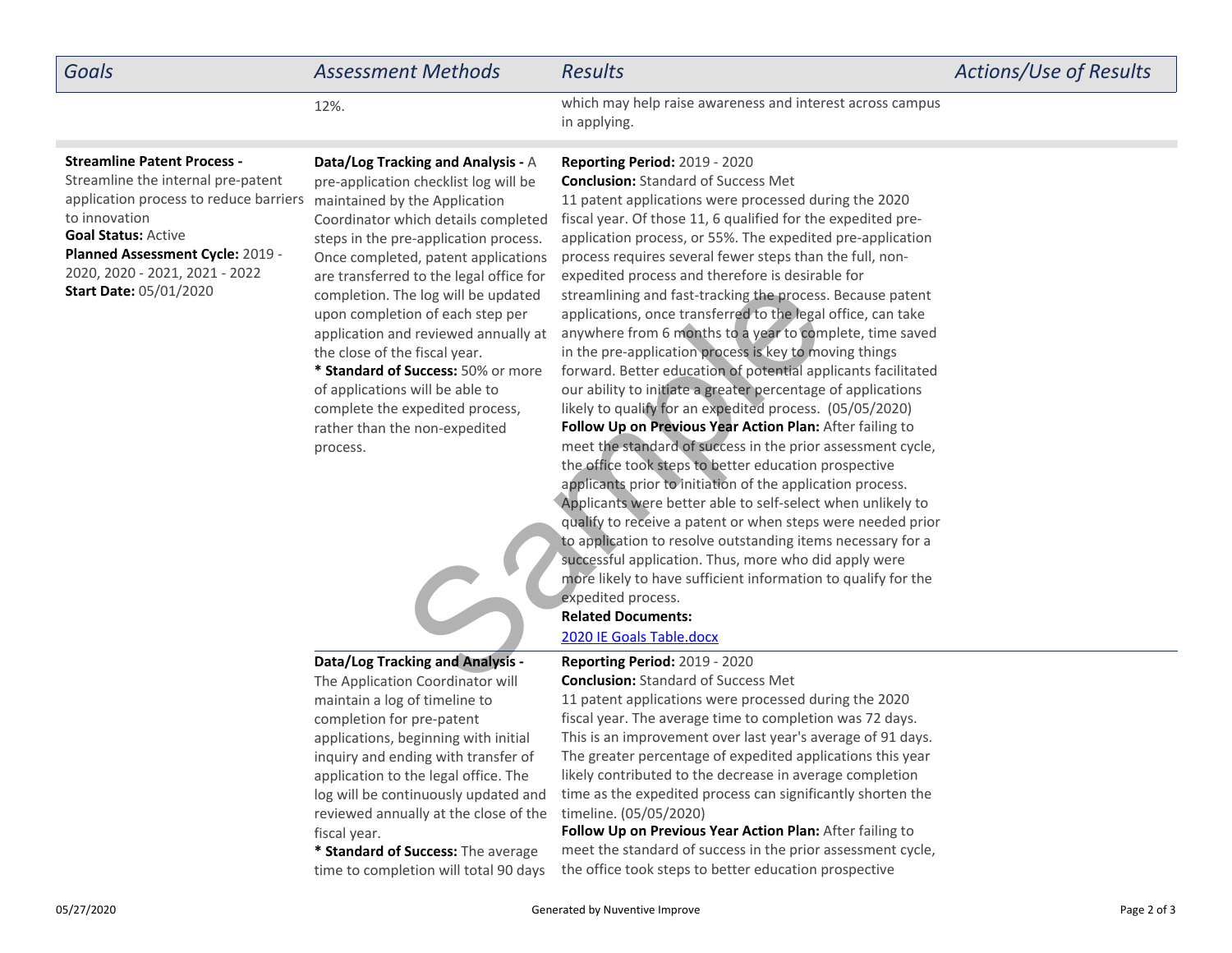| Goals | Assessment Methods | Results | Actions/Use of Results |
|---|---|---|---|
| | 12%. | which may help raise awareness and interest across campus in applying. | |
| **Streamline Patent Process -** Streamline the internal pre-patent application process to reduce barriers to innovation<br>**Goal Status:** Active<br>**Planned Assessment Cycle:** 2019 - 2020, 2020 - 2021, 2021 - 2022<br>**Start Date:** 05/01/2020 | **Data/Log Tracking and Analysis -** A pre-application checklist log will be maintained by the Application Coordinator which details completed steps in the pre-application process. Once completed, patent applications are transferred to the legal office for completion. The log will be updated upon completion of each step per application and reviewed annually at the close of the fiscal year.<br>**\* Standard of Success:** 50% or more of applications will be able to complete the expedited process, rather than the non-expedited process. | **Reporting Period:** 2019 - 2020<br>**Conclusion:** Standard of Success Met<br>11 patent applications were processed during the 2020 fiscal year. Of those 11, 6 qualified for the expedited pre-application process, or 55%. The expedited pre-application process requires several fewer steps than the full, non-expedited process and therefore is desirable for streamlining and fast-tracking the process. Because patent applications, once transferred to the legal office, can take anywhere from 6 months to a year to complete, time saved in the pre-application process is key to moving things forward. Better education of potential applicants facilitated our ability to initiate a greater percentage of applications likely to qualify for an expedited process. (05/05/2020)<br>**Follow Up on Previous Year Action Plan:** After failing to meet the standard of success in the prior assessment cycle, the office took steps to better education prospective applicants prior to initiation of the application process. Applicants were better able to self-select when unlikely to qualify to receive a patent or when steps were needed prior to application to resolve outstanding items necessary for a successful application. Thus, more who did apply were more likely to have sufficient information to qualify for the expedited process.<br>**Related Documents:**<br>2020 IE Goals Table.docx | |
| | **Data/Log Tracking and Analysis -** The Application Coordinator will maintain a log of timeline to completion for pre-patent applications, beginning with initial inquiry and ending with transfer of application to the legal office. The log will be continuously updated and reviewed annually at the close of the fiscal year.<br>**\* Standard of Success:** The average time to completion will total 90 days | **Reporting Period:** 2019 - 2020<br>**Conclusion:** Standard of Success Met<br>11 patent applications were processed during the 2020 fiscal year. The average time to completion was 72 days. This is an improvement over last year's average of 91 days. The greater percentage of expedited applications this year likely contributed to the decrease in average completion time as the expedited process can significantly shorten the timeline. (05/05/2020)<br>**Follow Up on Previous Year Action Plan:** After failing to meet the standard of success in the prior assessment cycle, the office took steps to better education prospective | |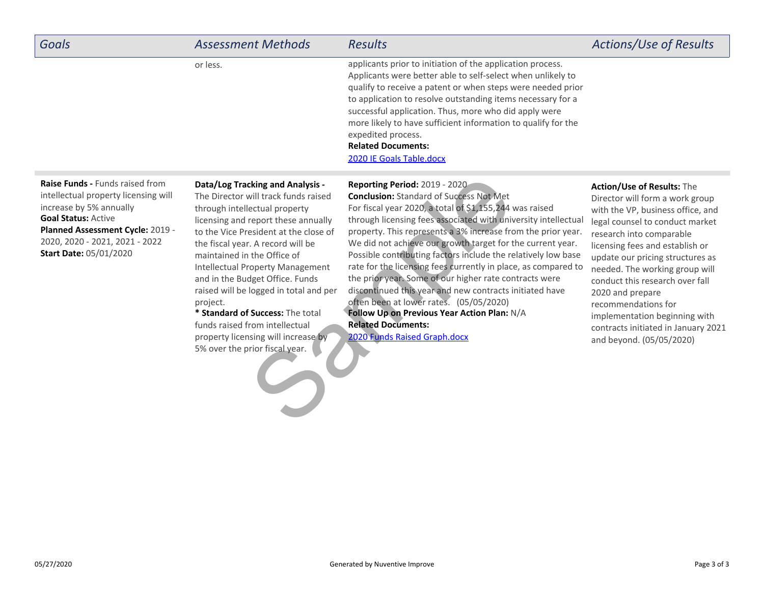| Goals | Assessment Methods | Results | Actions/Use of Results |
| --- | --- | --- | --- |
| | or less. | applicants prior to initiation of the application process. Applicants were better able to self-select when unlikely to qualify to receive a patent or when steps were needed prior to application to resolve outstanding items necessary for a successful application. Thus, more who did apply were more likely to have sufficient information to qualify for the expedited process.<br>**Related Documents:**<br>2020 IE Goals Table.docx | |
| **Raise Funds -** Funds raised from intellectual property licensing will increase by 5% annually<br>**Goal Status:** Active<br>**Planned Assessment Cycle:** 2019 - 2020, 2020 - 2021, 2021 - 2022<br>**Start Date:** 05/01/2020 | **Data/Log Tracking and Analysis -** The Director will track funds raised through intellectual property licensing and report these annually to the Vice President at the close of the fiscal year. A record will be maintained in the Office of Intellectual Property Management and in the Budget Office. Funds raised will be logged in total and per project.<br>**\* Standard of Success:** The total funds raised from intellectual property licensing will increase by 5% over the prior fiscal year. | **Reporting Period:** 2019 - 2020<br>**Conclusion:** Standard of Success Not Met<br>For fiscal year 2020, a total of $1,155,244 was raised through licensing fees associated with university intellectual property. This represents a 3% increase from the prior year. We did not achieve our growth target for the current year. Possible contributing factors include the relatively low base rate for the licensing fees currently in place, as compared to the prior year. Some of our higher rate contracts were discontinued this year and new contracts initiated have often been at lower rates. (05/05/2020)<br>**Follow Up on Previous Year Action Plan:** N/A<br>**Related Documents:**<br>2020 Funds Raised Graph.docx | **Action/Use of Results:** The Director will form a work group with the VP, business office, and legal counsel to conduct market research into comparable licensing fees and establish or update our pricing structures as needed. The working group will conduct this research over fall 2020 and prepare recommendations for implementation beginning with contracts initiated in January 2021 and beyond. (05/05/2020) |